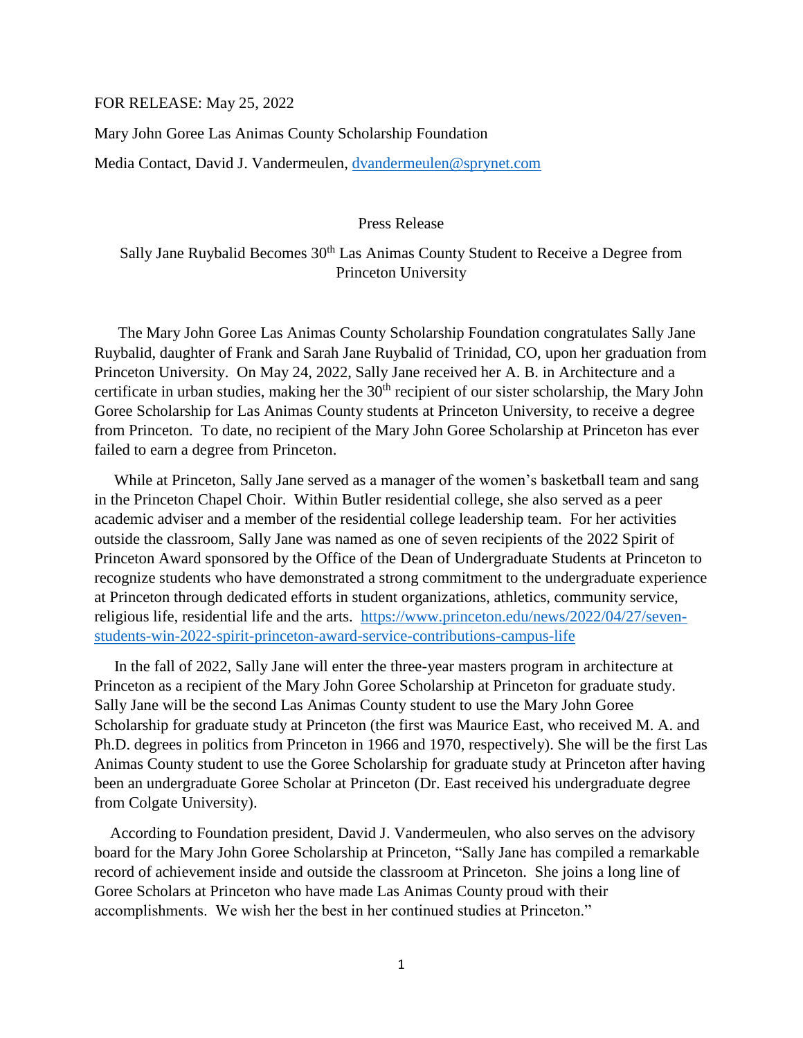FOR RELEASE: May 25, 2022

Mary John Goree Las Animas County Scholarship Foundation

Media Contact, David J. Vandermeulen, dvandermeulen@sprynet.com

Press Release

# Sally Jane Ruybalid Becomes 30th Las Animas County Student to Receive a Degree from Princeton University

The Mary John Goree Las Animas County Scholarship Foundation congratulates Sally Jane Ruybalid, daughter of Frank and Sarah Jane Ruybalid of Trinidad, CO, upon her graduation from Princeton University. On May 24, 2022, Sally Jane received her A. B. in Architecture and a certificate in urban studies, making her the 30th recipient of our sister scholarship, the Mary John Goree Scholarship for Las Animas County students at Princeton University, to receive a degree from Princeton. To date, no recipient of the Mary John Goree Scholarship at Princeton has ever failed to earn a degree from Princeton.

While at Princeton, Sally Jane served as a manager of the women's basketball team and sang in the Princeton Chapel Choir. Within Butler residential college, she also served as a peer academic adviser and a member of the residential college leadership team. For her activities outside the classroom, Sally Jane was named as one of seven recipients of the 2022 Spirit of Princeton Award sponsored by the Office of the Dean of Undergraduate Students at Princeton to recognize students who have demonstrated a strong commitment to the undergraduate experience at Princeton through dedicated efforts in student organizations, athletics, community service, religious life, residential life and the arts. https://www.princeton.edu/news/2022/04/27/seven-students-win-2022-spirit-princeton-award-service-contributions-campus-life

In the fall of 2022, Sally Jane will enter the three-year masters program in architecture at Princeton as a recipient of the Mary John Goree Scholarship at Princeton for graduate study. Sally Jane will be the second Las Animas County student to use the Mary John Goree Scholarship for graduate study at Princeton (the first was Maurice East, who received M. A. and Ph.D. degrees in politics from Princeton in 1966 and 1970, respectively). She will be the first Las Animas County student to use the Goree Scholarship for graduate study at Princeton after having been an undergraduate Goree Scholar at Princeton (Dr. East received his undergraduate degree from Colgate University).

According to Foundation president, David J. Vandermeulen, who also serves on the advisory board for the Mary John Goree Scholarship at Princeton, "Sally Jane has compiled a remarkable record of achievement inside and outside the classroom at Princeton. She joins a long line of Goree Scholars at Princeton who have made Las Animas County proud with their accomplishments. We wish her the best in her continued studies at Princeton."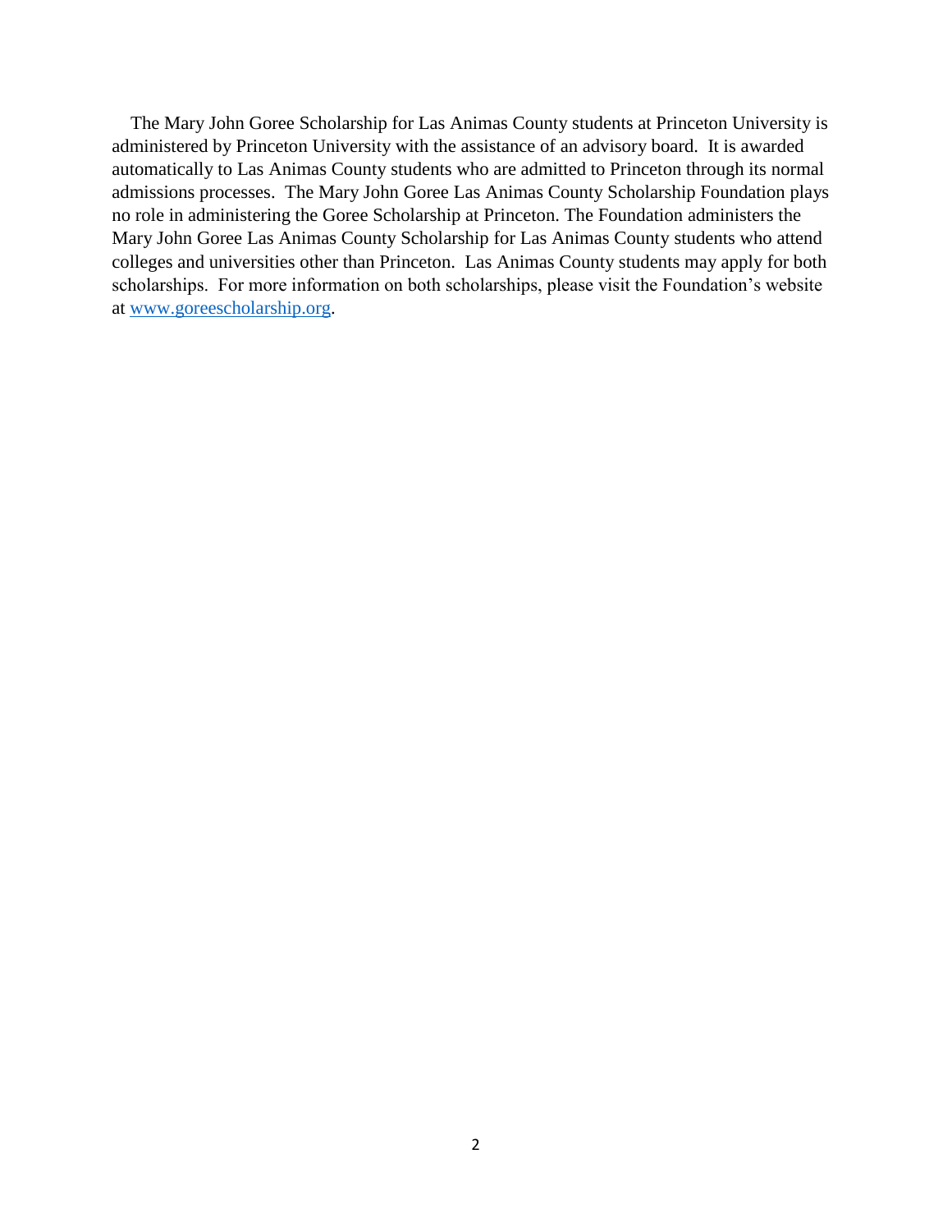The Mary John Goree Scholarship for Las Animas County students at Princeton University is administered by Princeton University with the assistance of an advisory board. It is awarded automatically to Las Animas County students who are admitted to Princeton through its normal admissions processes. The Mary John Goree Las Animas County Scholarship Foundation plays no role in administering the Goree Scholarship at Princeton. The Foundation administers the Mary John Goree Las Animas County Scholarship for Las Animas County students who attend colleges and universities other than Princeton. Las Animas County students may apply for both scholarships. For more information on both scholarships, please visit the Foundation's website at [www.goreescholarship.org](http://www.goreescholarship.org).